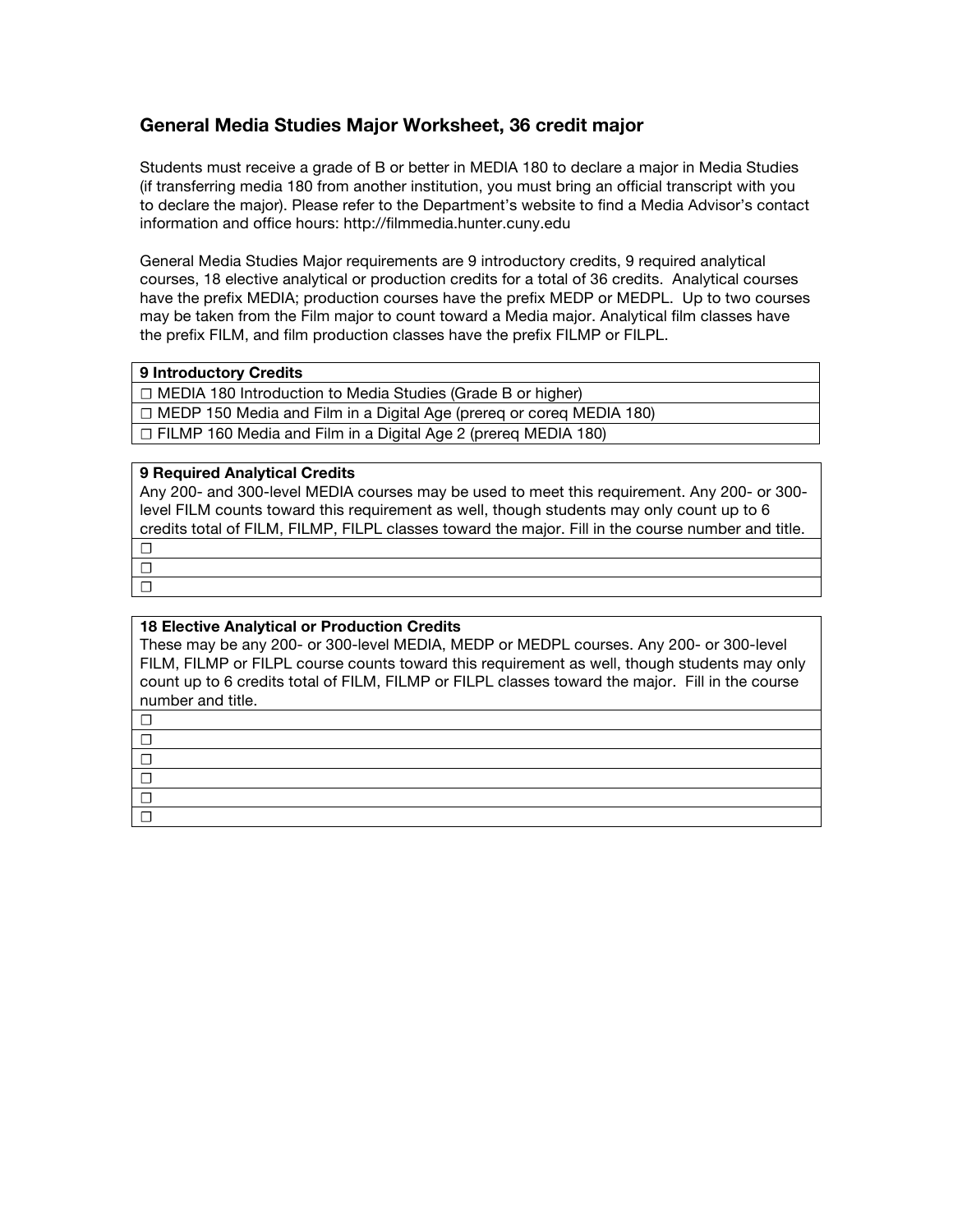## General Media Studies Major Worksheet, 36 credit major

Students must receive a grade of B or better in MEDIA 180 to declare a major in Media Studies (if transferring media 180 from another institution, you must bring an official transcript with you to declare the major). Please refer to the Department's website to find a Media Advisor's contact information and office hours: http://filmmedia.hunter.cuny.edu

General Media Studies Major requirements are 9 introductory credits, 9 required analytical courses, 18 elective analytical or production credits for a total of 36 credits. Analytical courses have the prefix MEDIA; production courses have the prefix MEDP or MEDPL. Up to two courses may be taken from the Film major to count toward a Media major. Analytical film classes have the prefix FILM, and film production classes have the prefix FILMP or FILPL.

| **9 Introductory Credits** |
| --- |
| ☐ MEDIA 180 Introduction to Media Studies (Grade B or higher) |
| ☐ MEDP 150 Media and Film in a Digital Age (prereq or coreq MEDIA 180) |
| ☐ FILMP 160 Media and Film in a Digital Age 2 (prereq MEDIA 180) |

| **9 Required Analytical Credits**<br>Any 200- and 300-level MEDIA courses may be used to meet this requirement. Any 200- or 300-level FILM counts toward this requirement as well, though students may only count up to 6 credits total of FILM, FILMP, FILPL classes toward the major. Fill in the course number and title. |
| --- |
| ☐ |
| ☐ |
| ☐ |

| **18 Elective Analytical or Production Credits**<br>These may be any 200- or 300-level MEDIA, MEDP or MEDPL courses. Any 200- or 300-level FILM, FILMP or FILPL course counts toward this requirement as well, though students may only count up to 6 credits total of FILM, FILMP or FILPL classes toward the major. Fill in the course number and title. |
| --- |
| ☐ |
| ☐ |
| ☐ |
| ☐ |
| ☐ |
| ☐ |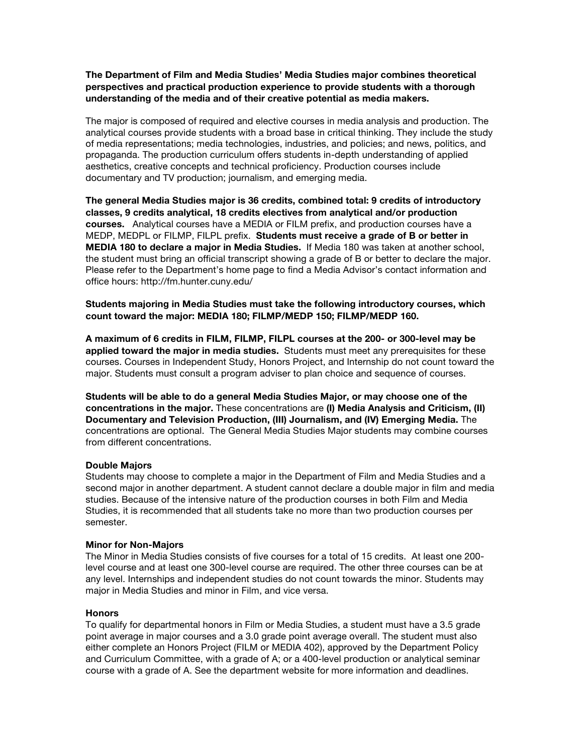**The Department of Film and Media Studies' Media Studies major combines theoretical perspectives and practical production experience to provide students with a thorough understanding of the media and of their creative potential as media makers.**

The major is composed of required and elective courses in media analysis and production. The analytical courses provide students with a broad base in critical thinking. They include the study of media representations; media technologies, industries, and policies; and news, politics, and propaganda. The production curriculum offers students in-depth understanding of applied aesthetics, creative concepts and technical proficiency. Production courses include documentary and TV production; journalism, and emerging media.

**The general Media Studies major is 36 credits, combined total: 9 credits of introductory classes, 9 credits analytical, 18 credits electives from analytical and/or production courses.** Analytical courses have a MEDIA or FILM prefix, and production courses have a MEDP, MEDPL or FILMP, FILPL prefix. **Students must receive a grade of B or better in MEDIA 180 to declare a major in Media Studies.** If Media 180 was taken at another school, the student must bring an official transcript showing a grade of B or better to declare the major. Please refer to the Department's home page to find a Media Advisor's contact information and office hours: http://fm.hunter.cuny.edu/

**Students majoring in Media Studies must take the following introductory courses, which count toward the major: MEDIA 180; FILMP/MEDP 150; FILMP/MEDP 160.**

**A maximum of 6 credits in FILM, FILMP, FILPL courses at the 200- or 300-level may be applied toward the major in media studies.** Students must meet any prerequisites for these courses. Courses in Independent Study, Honors Project, and Internship do not count toward the major. Students must consult a program adviser to plan choice and sequence of courses.

**Students will be able to do a general Media Studies Major, or may choose one of the concentrations in the major.** These concentrations are **(I) Media Analysis and Criticism, (II) Documentary and Television Production, (III) Journalism, and (IV) Emerging Media.** The concentrations are optional. The General Media Studies Major students may combine courses from different concentrations.

#### Double Majors

Students may choose to complete a major in the Department of Film and Media Studies and a second major in another department. A student cannot declare a double major in film and media studies. Because of the intensive nature of the production courses in both Film and Media Studies, it is recommended that all students take no more than two production courses per semester.

#### Minor for Non-Majors

The Minor in Media Studies consists of five courses for a total of 15 credits. At least one 200-level course and at least one 300-level course are required. The other three courses can be at any level. Internships and independent studies do not count towards the minor. Students may major in Media Studies and minor in Film, and vice versa.

#### Honors

To qualify for departmental honors in Film or Media Studies, a student must have a 3.5 grade point average in major courses and a 3.0 grade point average overall. The student must also either complete an Honors Project (FILM or MEDIA 402), approved by the Department Policy and Curriculum Committee, with a grade of A; or a 400-level production or analytical seminar course with a grade of A. See the department website for more information and deadlines.